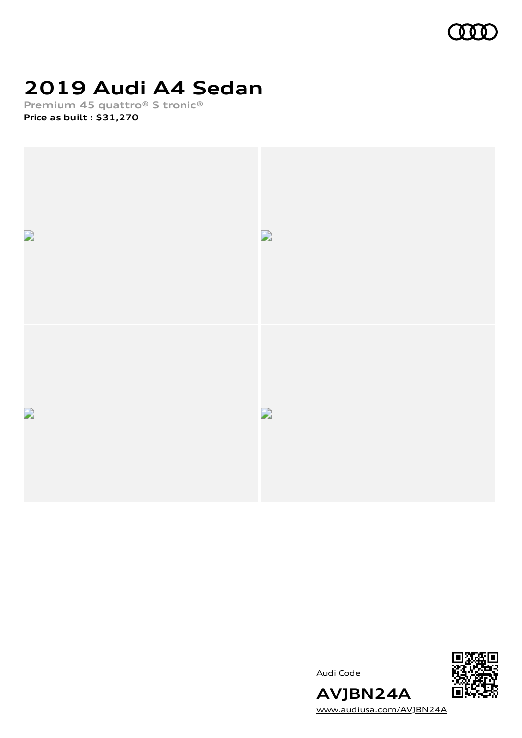# 2019 Audi A4 Sedan

Premium 45 quattro® S tronic®

**Price as built : $31,270**

Audi Code

**AVJBN24A**

www.audiusa.com/AVJBN24A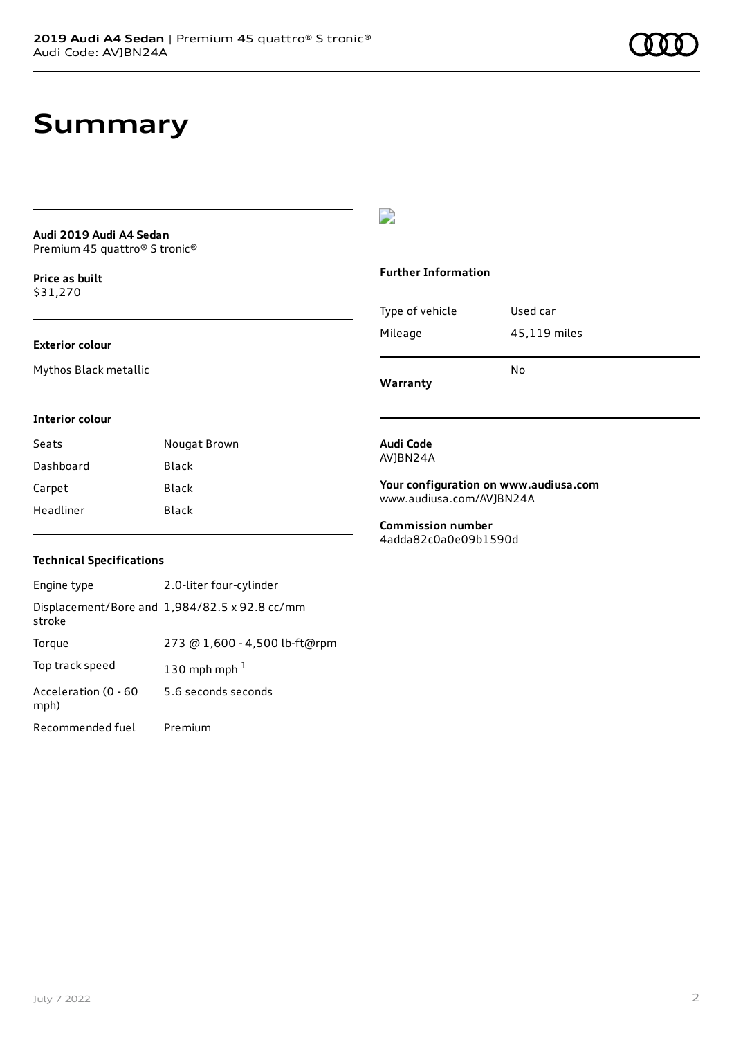# Summary

**Audi 2019 Audi A4 Sedan**
Premium 45 quattro® S tronic®

**Price as built**
$31,270

### Exterior colour

Mythos Black metallic

### Interior colour

| Seats | Nougat Brown |
| --- | --- |
| Dashboard | Black |
| Carpet | Black |
| Headliner | Black |

### Technical Specifications

| Engine type | 2.0-liter four-cylinder |
| --- | --- |
| Displacement/Bore and stroke | 1,984/82.5 x 92.8 cc/mm |
| Torque | 273 @ 1,600 - 4,500 lb-ft@rpm |
| Top track speed | 130 mph mph [1] |
| Acceleration (0 - 60 mph) | 5.6 seconds seconds |
| Recommended fuel | Premium |

### Further Information

| Type of vehicle | Used car |
| --- | --- |
| Mileage | 45,119 miles |
| **Warranty** | No |

**Audi Code**
AVJBN24A

**Your configuration on www.audiusa.com**
www.audiusa.com/AVJBN24A

**Commission number**
4adda82c0a0e09b1590d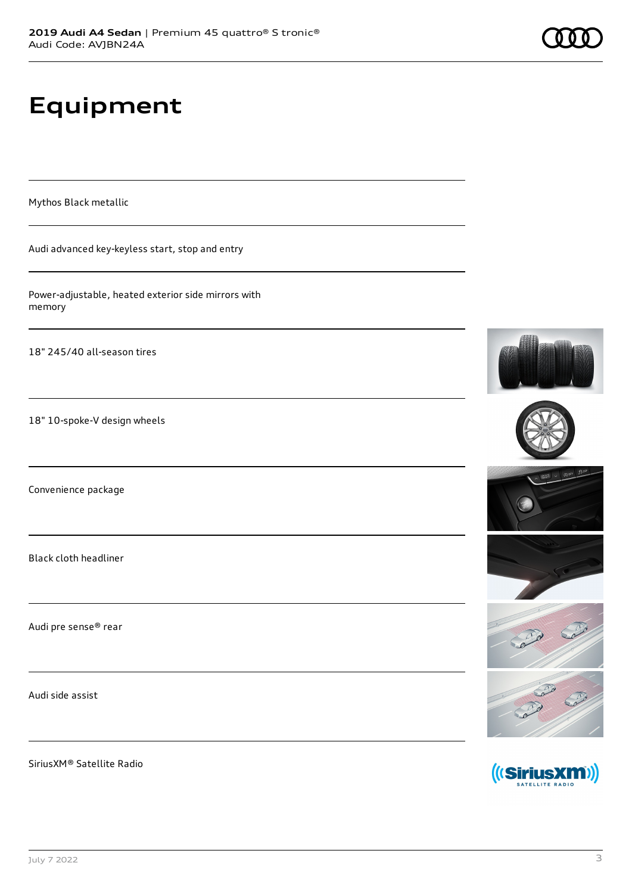# Equipment

Mythos Black metallic

Audi advanced key-keyless start, stop and entry

Power-adjustable, heated exterior side mirrors with memory

18" 245/40 all-season tires

18" 10-spoke-V design wheels

Convenience package

Black cloth headliner

Audi pre sense® rear

Audi side assist

SiriusXM® Satellite Radio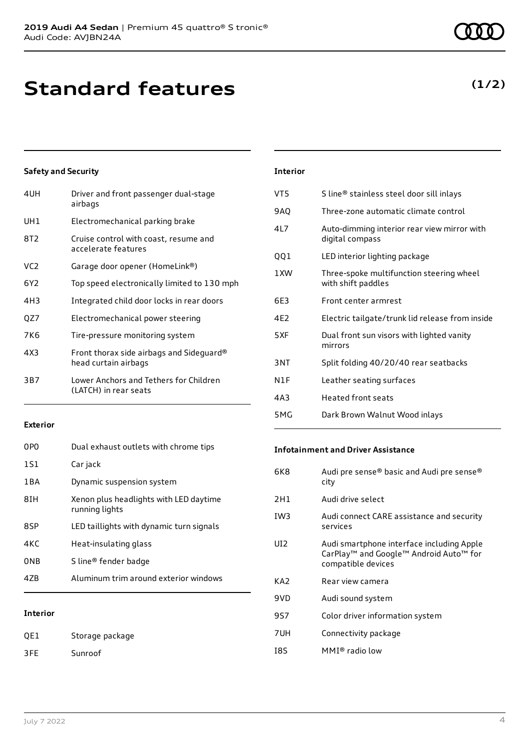# Standard features

**(1/2)**

### Safety and Security

| | |
|---|---|
| 4UH | Driver and front passenger dual-stage airbags |
| UH1 | Electromechanical parking brake |
| 8T2 | Cruise control with coast, resume and accelerate features |
| VC2 | Garage door opener (HomeLink®) |
| 6Y2 | Top speed electronically limited to 130 mph |
| 4H3 | Integrated child door locks in rear doors |
| QZ7 | Electromechanical power steering |
| 7K6 | Tire-pressure monitoring system |
| 4X3 | Front thorax side airbags and Sideguard® head curtain airbags |
| 3B7 | Lower Anchors and Tethers for Children (LATCH) in rear seats |

### Exterior

| | |
|---|---|
| 0P0 | Dual exhaust outlets with chrome tips |
| 1S1 | Car jack |
| 1BA | Dynamic suspension system |
| 8IH | Xenon plus headlights with LED daytime running lights |
| 8SP | LED taillights with dynamic turn signals |
| 4KC | Heat-insulating glass |
| 0NB | S line® fender badge |
| 4ZB | Aluminum trim around exterior windows |

### Interior

| | |
|---|---|
| QE1 | Storage package |
| 3FE | Sunroof |
| VT5 | S line® stainless steel door sill inlays |
| 9AQ | Three-zone automatic climate control |
| 4L7 | Auto-dimming interior rear view mirror with digital compass |
| QQ1 | LED interior lighting package |
| 1XW | Three-spoke multifunction steering wheel with shift paddles |
| 6E3 | Front center armrest |
| 4E2 | Electric tailgate/trunk lid release from inside |
| 5XF | Dual front sun visors with lighted vanity mirrors |
| 3NT | Split folding 40/20/40 rear seatbacks |
| N1F | Leather seating surfaces |
| 4A3 | Heated front seats |
| 5MG | Dark Brown Walnut Wood inlays |

### Infotainment and Driver Assistance

| | |
|---|---|
| 6K8 | Audi pre sense® basic and Audi pre sense® city |
| 2H1 | Audi drive select |
| IW3 | Audi connect CARE assistance and security services |
| UI2 | Audi smartphone interface including Apple CarPlay™ and Google™ Android Auto™ for compatible devices |
| KA2 | Rear view camera |
| 9VD | Audi sound system |
| 9S7 | Color driver information system |
| 7UH | Connectivity package |
| I8S | MMI® radio low |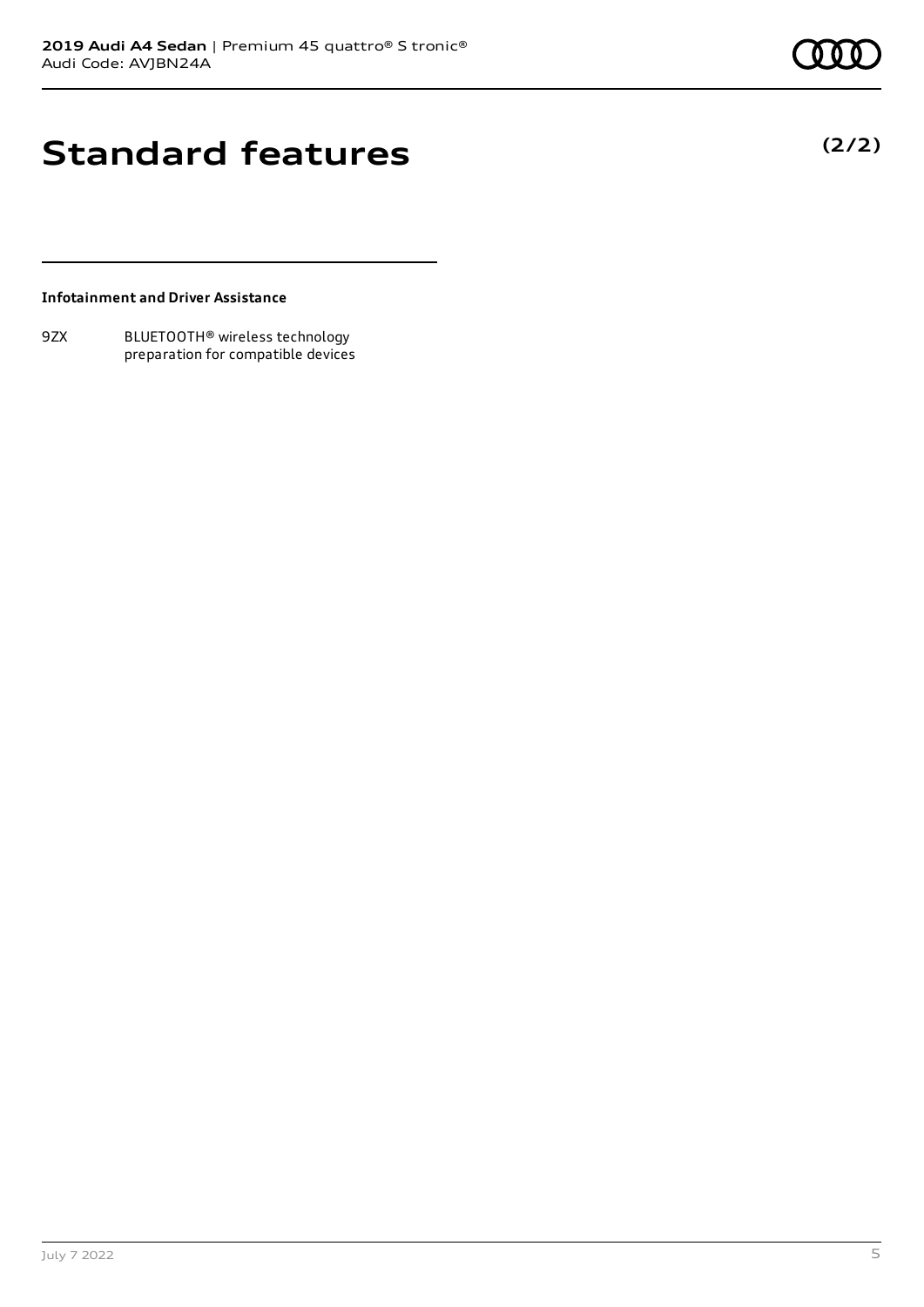# Standard features

**(2/2)**

**Infotainment and Driver Assistance**

| | |
|---|---|
| 9ZX | BLUETOOTH® wireless technology preparation for compatible devices |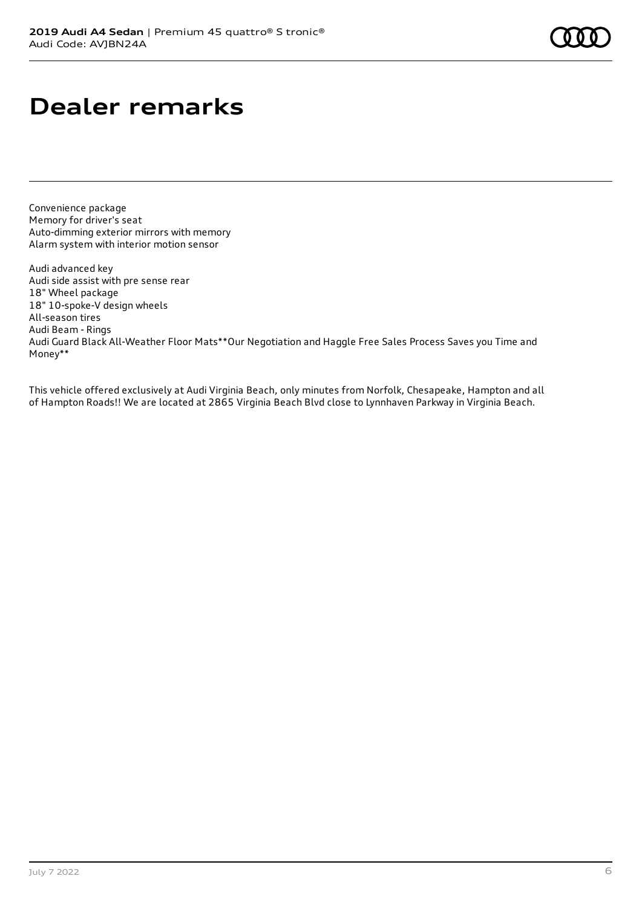# Dealer remarks

Convenience package
Memory for driver's seat
Auto-dimming exterior mirrors with memory
Alarm system with interior motion sensor

Audi advanced key
Audi side assist with pre sense rear
18" Wheel package
18" 10-spoke-V design wheels
All-season tires
Audi Beam - Rings
Audi Guard Black All-Weather Floor Mats**Our Negotiation and Haggle Free Sales Process Saves you Time and Money**

This vehicle offered exclusively at Audi Virginia Beach, only minutes from Norfolk, Chesapeake, Hampton and all of Hampton Roads!! We are located at 2865 Virginia Beach Blvd close to Lynnhaven Parkway in Virginia Beach.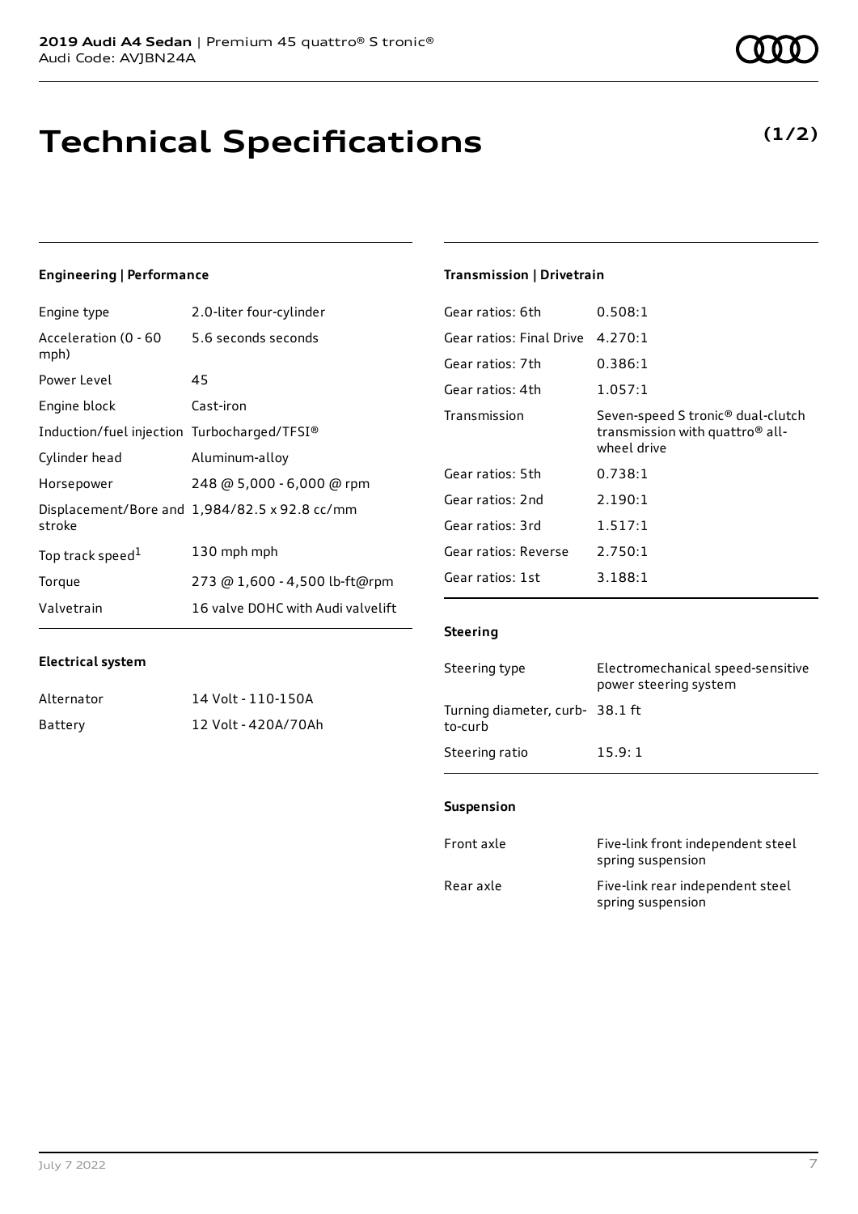**2019 Audi A4 Sedan** | Premium 45 quattro® S tronic®
Audi Code: AVJBN24A

# Technical Specifications

**(1/2)**

### Engineering | Performance

| | |
|---|---|
| Engine type | 2.0-liter four-cylinder |
| Acceleration (0 - 60 mph) | 5.6 seconds seconds |
| Power Level | 45 |
| Engine block | Cast-iron |
| Induction/fuel injection | Turbocharged/TFSI® |
| Cylinder head | Aluminum-alloy |
| Horsepower | 248 @ 5,000 - 6,000 @ rpm |
| Displacement/Bore and stroke | 1,984/82.5 x 92.8 cc/mm |
| Top track speed[1] | 130 mph mph |
| Torque | 273 @ 1,600 - 4,500 lb-ft@rpm |
| Valvetrain | 16 valve DOHC with Audi valvelift |

### Electrical system

| | |
|---|---|
| Alternator | 14 Volt - 110-150A |
| Battery | 12 Volt - 420A/70Ah |

### Transmission | Drivetrain

| | |
|---|---|
| Gear ratios: 6th | 0.508:1 |
| Gear ratios: Final Drive | 4.270:1 |
| Gear ratios: 7th | 0.386:1 |
| Gear ratios: 4th | 1.057:1 |
| Transmission | Seven-speed S tronic® dual-clutch transmission with quattro® all-wheel drive |
| Gear ratios: 5th | 0.738:1 |
| Gear ratios: 2nd | 2.190:1 |
| Gear ratios: 3rd | 1.517:1 |
| Gear ratios: Reverse | 2.750:1 |
| Gear ratios: 1st | 3.188:1 |

### Steering

| | |
|---|---|
| Steering type | Electromechanical speed-sensitive power steering system |
| Turning diameter, curb-to-curb | 38.1 ft |
| Steering ratio | 15.9: 1 |

### Suspension

| | |
|---|---|
| Front axle | Five-link front independent steel spring suspension |
| Rear axle | Five-link rear independent steel spring suspension |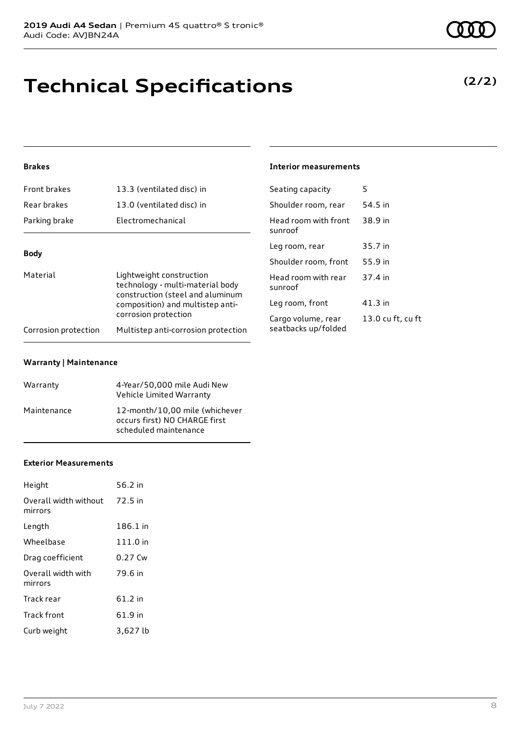# Technical Specifications

**(2/2)**

### Brakes

| | |
|---|---|
| Front brakes | 13.3 (ventilated disc) in |
| Rear brakes | 13.0 (ventilated disc) in |
| Parking brake | Electromechanical |

### Body

| | |
|---|---|
| Material | Lightweight construction technology - multi-material body construction (steel and aluminum composition) and multistep anti-corrosion protection |
| Corrosion protection | Multistep anti-corrosion protection |

### Warranty | Maintenance

| | |
|---|---|
| Warranty | 4-Year/50,000 mile Audi New Vehicle Limited Warranty |
| Maintenance | 12-month/10,00 mile (whichever occurs first) NO CHARGE first scheduled maintenance |

### Exterior Measurements

| | |
|---|---|
| Height | 56.2 in |
| Overall width without mirrors | 72.5 in |
| Length | 186.1 in |
| Wheelbase | 111.0 in |
| Drag coefficient | 0.27 Cw |
| Overall width with mirrors | 79.6 in |
| Track rear | 61.2 in |
| Track front | 61.9 in |
| Curb weight | 3,627 lb |

### Interior measurements

| | |
|---|---|
| Seating capacity | 5 |
| Shoulder room, rear | 54.5 in |
| Head room with front sunroof | 38.9 in |
| Leg room, rear | 35.7 in |
| Shoulder room, front | 55.9 in |
| Head room with rear sunroof | 37.4 in |
| Leg room, front | 41.3 in |
| Cargo volume, rear seatbacks up/folded | 13.0 cu ft, cu ft |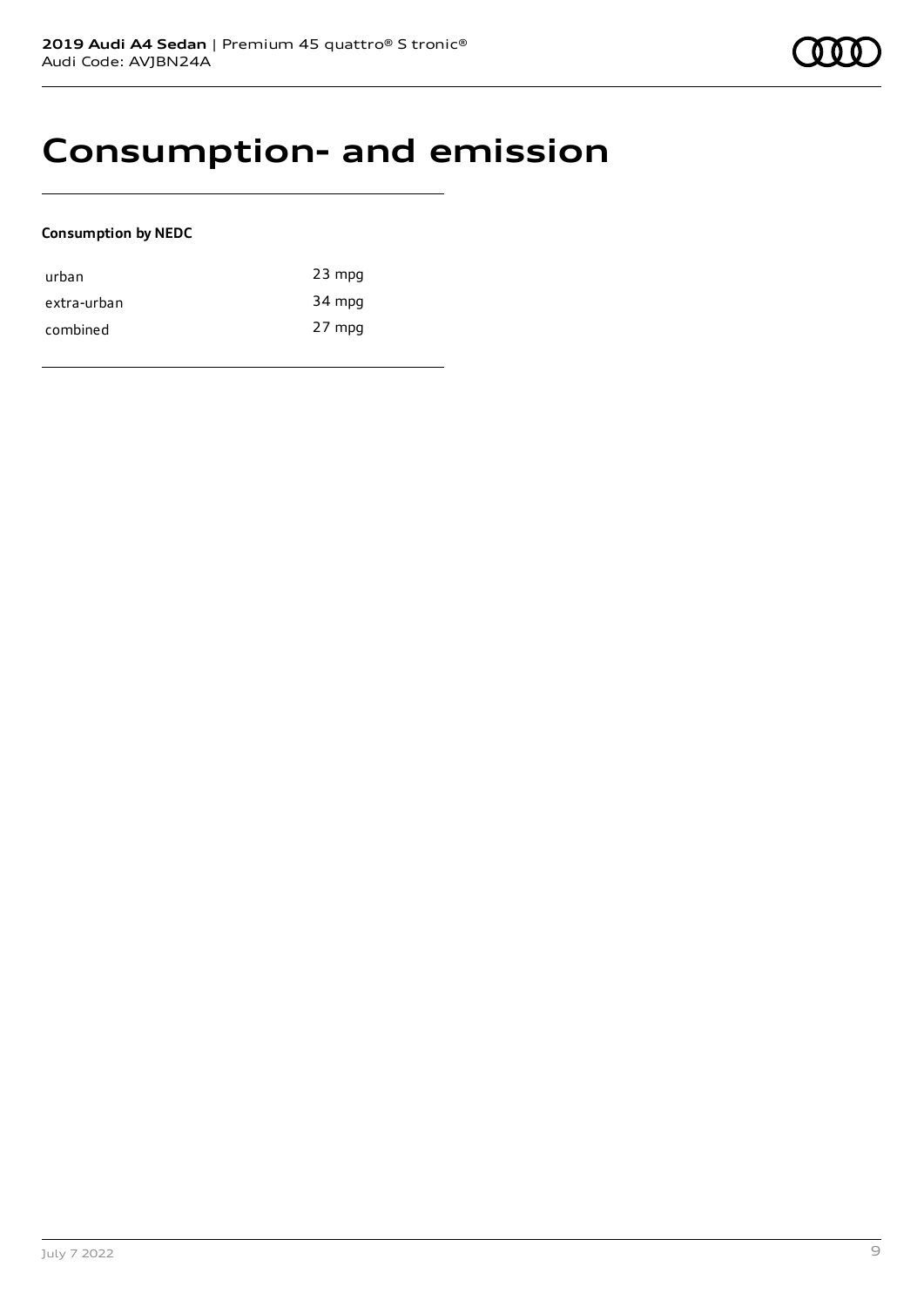# Consumption- and emission

**Consumption by NEDC**

| | |
|---|---|
| urban | 23 mpg |
| extra-urban | 34 mpg |
| combined | 27 mpg |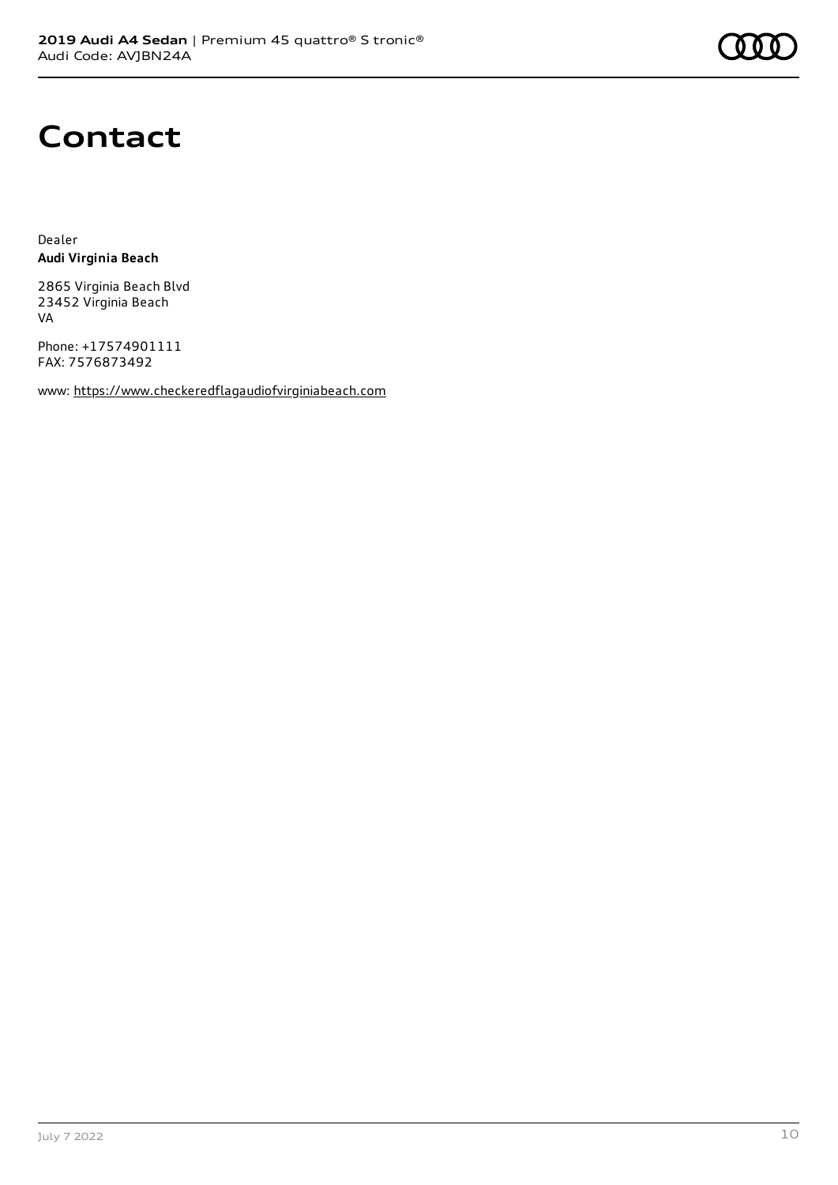# Contact

Dealer
**Audi Virginia Beach**

2865 Virginia Beach Blvd
23452 Virginia Beach
VA

Phone: +17574901111
FAX: 7576873492

www: https://www.checkeredflagaudiofvirginiabeach.com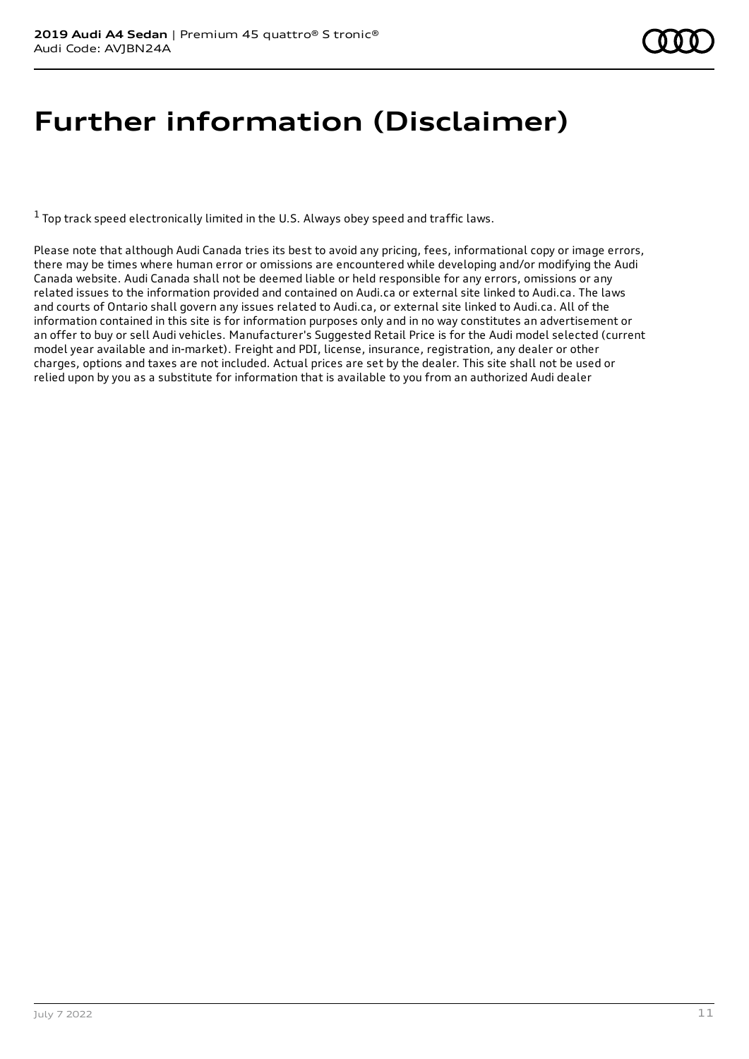# Further information (Disclaimer)

[1] Top track speed electronically limited in the U.S. Always obey speed and traffic laws.

Please note that although Audi Canada tries its best to avoid any pricing, fees, informational copy or image errors, there may be times where human error or omissions are encountered while developing and/or modifying the Audi Canada website. Audi Canada shall not be deemed liable or held responsible for any errors, omissions or any related issues to the information provided and contained on Audi.ca or external site linked to Audi.ca. The laws and courts of Ontario shall govern any issues related to Audi.ca, or external site linked to Audi.ca. All of the information contained in this site is for information purposes only and in no way constitutes an advertisement or an offer to buy or sell Audi vehicles. Manufacturer's Suggested Retail Price is for the Audi model selected (current model year available and in-market). Freight and PDI, license, insurance, registration, any dealer or other charges, options and taxes are not included. Actual prices are set by the dealer. This site shall not be used or relied upon by you as a substitute for information that is available to you from an authorized Audi dealer